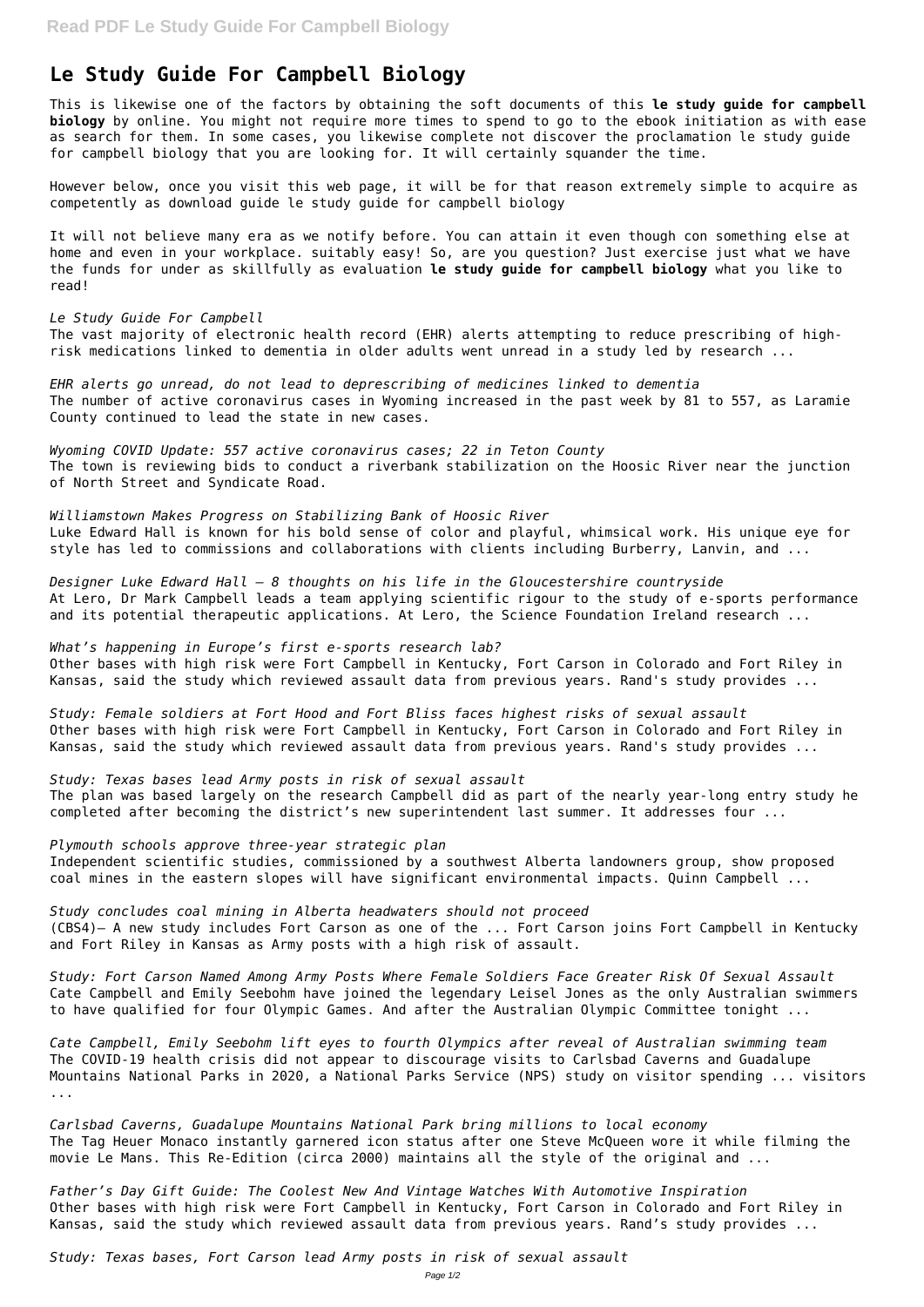# Le Study Guide For Campbell Biology

This is likewise one of the factors by obtaining the soft documents of this **le study guide for campbell biology** by online. You might not require more times to spend to go to the ebook initiation as with ease as search for them. In some cases, you likewise complete not discover the proclamation le study guide for campbell biology that you are looking for. It will certainly squander the time.

However below, once you visit this web page, it will be for that reason extremely simple to acquire as competently as download guide le study guide for campbell biology

It will not believe many era as we notify before. You can attain it even though con something else at home and even in your workplace. suitably easy! So, are you question? Just exercise just what we have the funds for under as skillfully as evaluation **le study guide for campbell biology** what you like to read!

*Le Study Guide For Campbell*
The vast majority of electronic health record (EHR) alerts attempting to reduce prescribing of high-risk medications linked to dementia in older adults went unread in a study led by research ...

*EHR alerts go unread, do not lead to deprescribing of medicines linked to dementia*
The number of active coronavirus cases in Wyoming increased in the past week by 81 to 557, as Laramie County continued to lead the state in new cases.

*Wyoming COVID Update: 557 active coronavirus cases; 22 in Teton County*
The town is reviewing bids to conduct a riverbank stabilization on the Hoosic River near the junction of North Street and Syndicate Road.

*Williamstown Makes Progress on Stabilizing Bank of Hoosic River*
Luke Edward Hall is known for his bold sense of color and playful, whimsical work. His unique eye for style has led to commissions and collaborations with clients including Burberry, Lanvin, and ...

*Designer Luke Edward Hall – 8 thoughts on his life in the Gloucestershire countryside*
At Lero, Dr Mark Campbell leads a team applying scientific rigour to the study of e-sports performance and its potential therapeutic applications. At Lero, the Science Foundation Ireland research ...

*What's happening in Europe's first e-sports research lab?*
Other bases with high risk were Fort Campbell in Kentucky, Fort Carson in Colorado and Fort Riley in Kansas, said the study which reviewed assault data from previous years. Rand's study provides ...

*Study: Female soldiers at Fort Hood and Fort Bliss faces highest risks of sexual assault*
Other bases with high risk were Fort Campbell in Kentucky, Fort Carson in Colorado and Fort Riley in Kansas, said the study which reviewed assault data from previous years. Rand's study provides ...

*Study: Texas bases lead Army posts in risk of sexual assault*
The plan was based largely on the research Campbell did as part of the nearly year-long entry study he completed after becoming the district's new superintendent last summer. It addresses four ...

*Plymouth schools approve three-year strategic plan*
Independent scientific studies, commissioned by a southwest Alberta landowners group, show proposed coal mines in the eastern slopes will have significant environmental impacts. Quinn Campbell ...

*Study concludes coal mining in Alberta headwaters should not proceed*
(CBS4)– A new study includes Fort Carson as one of the ... Fort Carson joins Fort Campbell in Kentucky and Fort Riley in Kansas as Army posts with a high risk of assault.

*Study: Fort Carson Named Among Army Posts Where Female Soldiers Face Greater Risk Of Sexual Assault*
Cate Campbell and Emily Seebohm have joined the legendary Leisel Jones as the only Australian swimmers to have qualified for four Olympic Games. And after the Australian Olympic Committee tonight ...

*Cate Campbell, Emily Seebohm lift eyes to fourth Olympics after reveal of Australian swimming team*
The COVID-19 health crisis did not appear to discourage visits to Carlsbad Caverns and Guadalupe Mountains National Parks in 2020, a National Parks Service (NPS) study on visitor spending ... visitors ...

*Carlsbad Caverns, Guadalupe Mountains National Park bring millions to local economy*
The Tag Heuer Monaco instantly garnered icon status after one Steve McQueen wore it while filming the movie Le Mans. This Re-Edition (circa 2000) maintains all the style of the original and ...

*Father's Day Gift Guide: The Coolest New And Vintage Watches With Automotive Inspiration*
Other bases with high risk were Fort Campbell in Kentucky, Fort Carson in Colorado and Fort Riley in Kansas, said the study which reviewed assault data from previous years. Rand's study provides ...

*Study: Texas bases, Fort Carson lead Army posts in risk of sexual assault*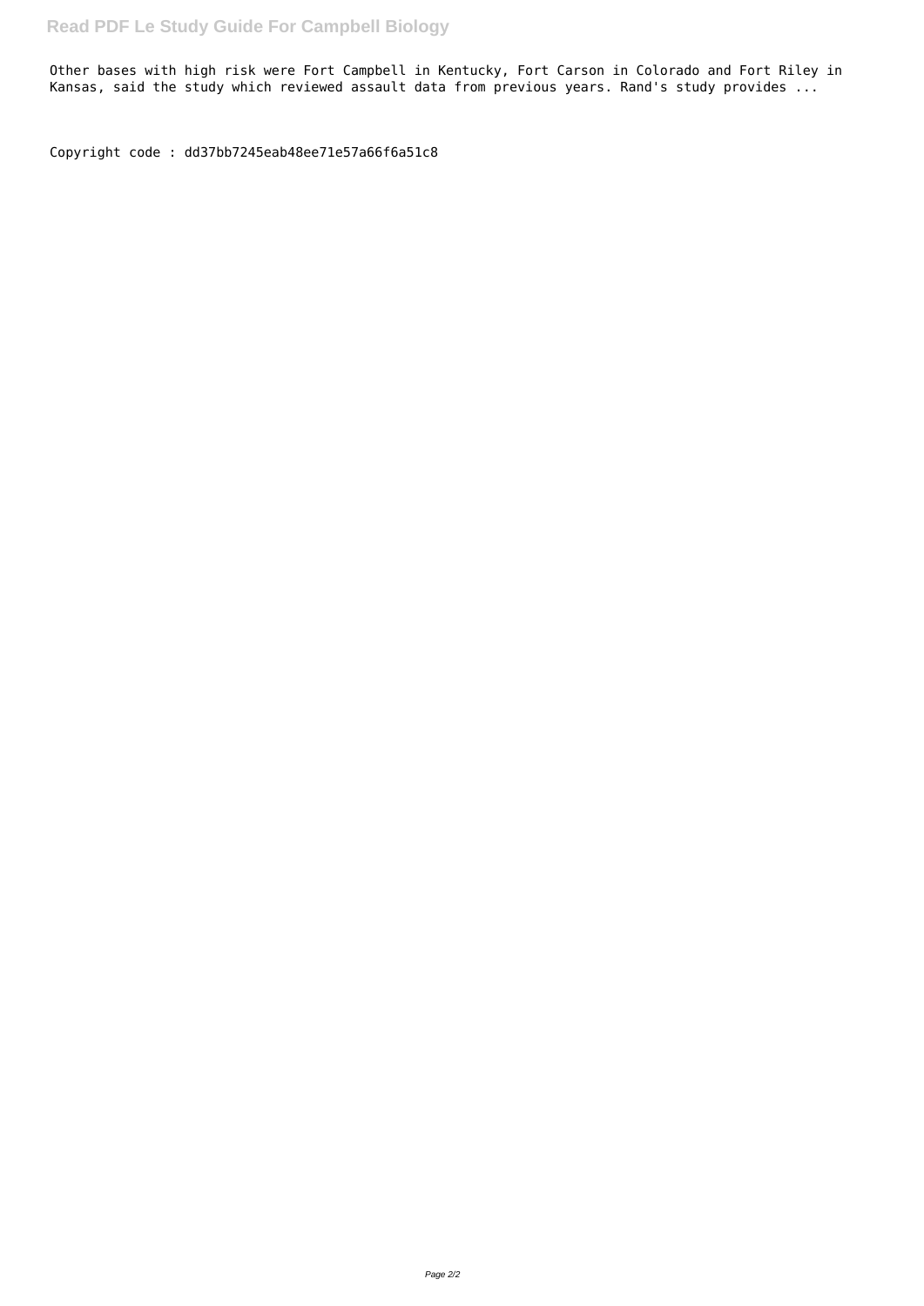Other bases with high risk were Fort Campbell in Kentucky, Fort Carson in Colorado and Fort Riley in Kansas, said the study which reviewed assault data from previous years. Rand's study provides ...

Copyright code : dd37bb7245eab48ee71e57a66f6a51c8